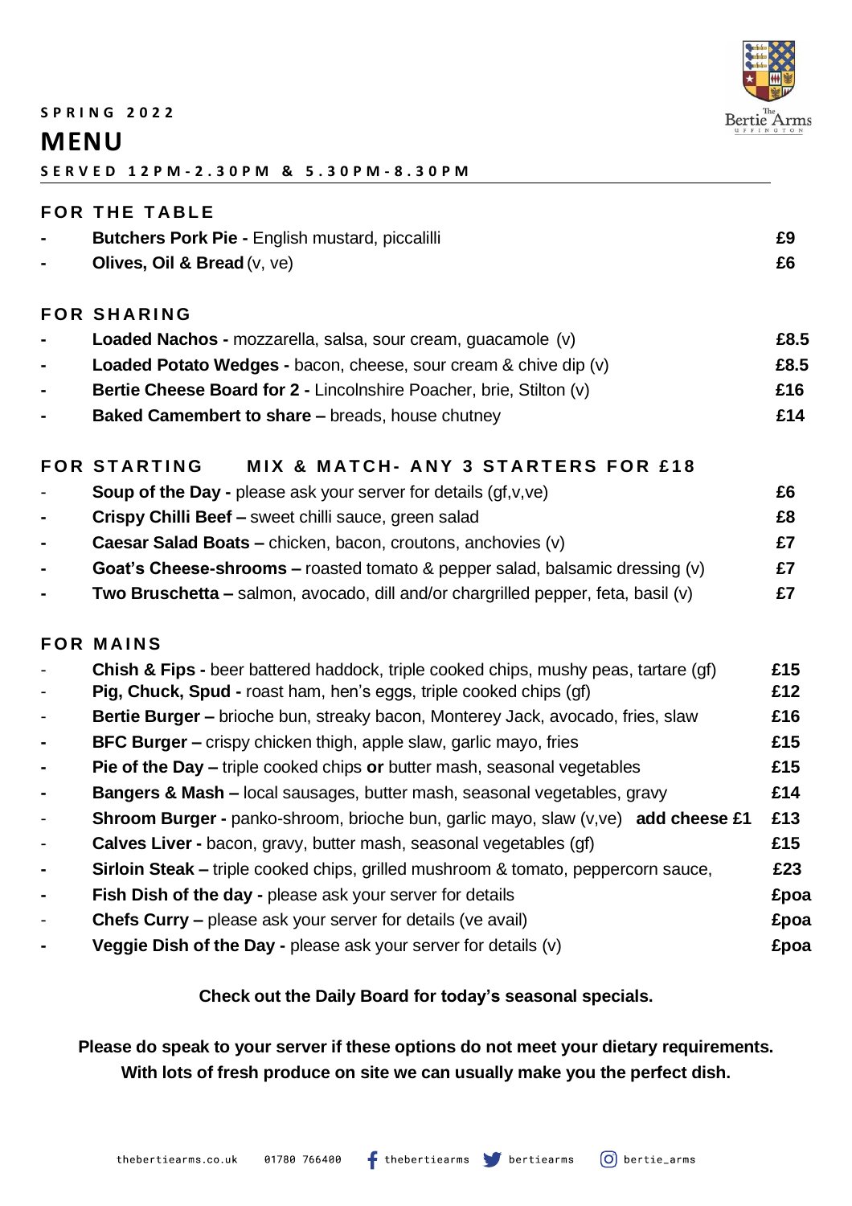SPRING 2022

# MENU

SERVED 12PM-2.30PM & 5.30PM-8.30PM

The Bertie Arms UFFINGTON

## FOR THE TABLE

- **Butchers Pork Pie -** English mustard, piccalilli **£9**
- **Olives, Oil & Bread** (v, ve) **£6**

## FOR SHARING

- **Loaded Nachos -** mozzarella, salsa, sour cream, guacamole (v) **£8.5**
- **Loaded Potato Wedges -** bacon, cheese, sour cream & chive dip (v) **£8.5**
- **Bertie Cheese Board for 2 -** Lincolnshire Poacher, brie, Stilton (v) **£16**
- **Baked Camembert to share –** breads, house chutney **£14**

## FOR STARTING    MIX & MATCH- ANY 3 STARTERS FOR £18

- **Soup of the Day -** please ask your server for details (gf,v,ve) **£6**
- **Crispy Chilli Beef –** sweet chilli sauce, green salad **£8**
- **Caesar Salad Boats –** chicken, bacon, croutons, anchovies (v) **£7**
- **Goat's Cheese-shrooms –** roasted tomato & pepper salad, balsamic dressing (v) **£7**
- **Two Bruschetta –** salmon, avocado, dill and/or chargrilled pepper, feta, basil (v) **£7**

## FOR MAINS

- **Chish & Fips -** beer battered haddock, triple cooked chips, mushy peas, tartare (gf) **£15**
- **Pig, Chuck, Spud -** roast ham, hen's eggs, triple cooked chips (gf) **£12**
- **Bertie Burger –** brioche bun, streaky bacon, Monterey Jack, avocado, fries, slaw **£16**
- **BFC Burger –** crispy chicken thigh, apple slaw, garlic mayo, fries **£15**
- **Pie of the Day –** triple cooked chips **or** butter mash, seasonal vegetables **£15**
- **Bangers & Mash –** local sausages, butter mash, seasonal vegetables, gravy **£14**
- **Shroom Burger -** panko-shroom, brioche bun, garlic mayo, slaw (v,ve) **add cheese £1** **£13**
- **Calves Liver -** bacon, gravy, butter mash, seasonal vegetables (gf) **£15**
- **Sirloin Steak –** triple cooked chips, grilled mushroom & tomato, peppercorn sauce, **£23**
- **Fish Dish of the day -** please ask your server for details **£poa**
- **Chefs Curry –** please ask your server for details (ve avail) **£poa**
- **Veggie Dish of the Day -** please ask your server for details (v) **£poa**

**Check out the Daily Board for today's seasonal specials.**

**Please do speak to your server if these options do not meet your dietary requirements. With lots of fresh produce on site we can usually make you the perfect dish.**

thebertiearms.co.uk    01780 766400    thebertiearms    bertiearms    bertie_arms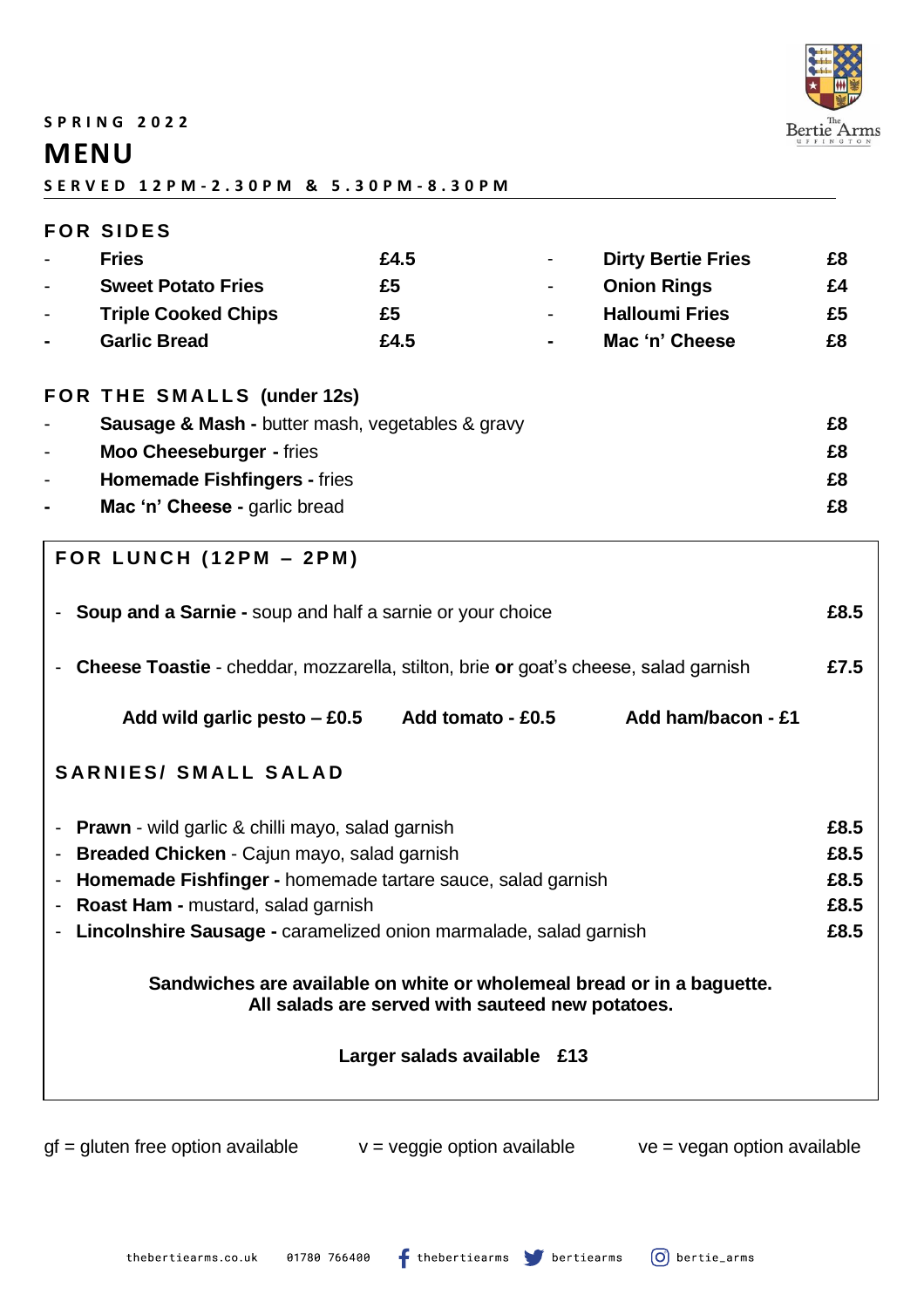SPRING 2022

# MENU

**SERVED 12PM-2.30PM & 5.30PM-8.30PM**

## FOR SIDES

| | | | |
|---|---|---|---|
| **Fries** | **£4.5** | **Dirty Bertie Fries** | **£8** |
| **Sweet Potato Fries** | **£5** | **Onion Rings** | **£4** |
| **Triple Cooked Chips** | **£5** | **Halloumi Fries** | **£5** |
| **Garlic Bread** | **£4.5** | **Mac 'n' Cheese** | **£8** |

## FOR THE SMALLS (under 12s)

- **Sausage & Mash -** butter mash, vegetables & gravy **£8**
- **Moo Cheeseburger -** fries **£8**
- **Homemade Fishfingers -** fries **£8**
- **Mac 'n' Cheese -** garlic bread **£8**

## FOR LUNCH (12PM – 2PM)

- **Soup and a Sarnie -** soup and half a sarnie or your choice **£8.5**
- **Cheese Toastie** - cheddar, mozzarella, stilton, brie **or** goat's cheese, salad garnish **£7.5**

**Add wild garlic pesto – £0.5** **Add tomato - £0.5** **Add ham/bacon - £1**

## SARNIES/ SMALL SALAD

- **Prawn** - wild garlic & chilli mayo, salad garnish **£8.5**
- **Breaded Chicken** - Cajun mayo, salad garnish **£8.5**
- **Homemade Fishfinger -** homemade tartare sauce, salad garnish **£8.5**
- **Roast Ham -** mustard, salad garnish **£8.5**
- **Lincolnshire Sausage -** caramelized onion marmalade, salad garnish **£8.5**

**Sandwiches are available on white or wholemeal bread or in a baguette.**
**All salads are served with sauteed new potatoes.**

**Larger salads available £13**

gf = gluten free option available v = veggie option available ve = vegan option available

thebertiearms.co.uk 01780 766400 thebertiearms bertiearms bertie_arms